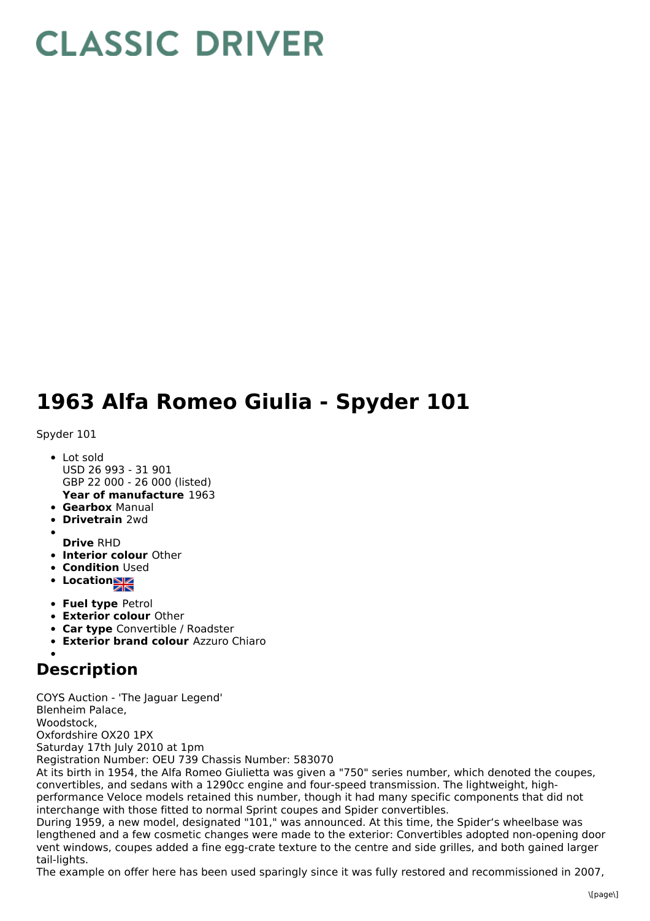# CLASSIC DRIVER

# 1963 Alfa Romeo Giulia - Spyder 101

Spyder 101

- Lot sold
  USD 26 993 - 31 901
  GBP 22 000 - 26 000 (listed)
  **Year of manufacture** 1963
- **Gearbox** Manual
- **Drivetrain** 2wd
- **Drive** RHD
- **Interior colour** Other
- **Condition** Used
- **Location**
- **Fuel type** Petrol
- **Exterior colour** Other
- **Car type** Convertible / Roadster
- **Exterior brand colour** Azzuro Chiaro

## Description

COYS Auction - 'The Jaguar Legend'
Blenheim Palace,
Woodstock,
Oxfordshire OX20 1PX
Saturday 17th July 2010 at 1pm
Registration Number: OEU 739 Chassis Number: 583070
At its birth in 1954, the Alfa Romeo Giulietta was given a "750" series number, which denoted the coupes, convertibles, and sedans with a 1290cc engine and four-speed transmission. The lightweight, high-performance Veloce models retained this number, though it had many specific components that did not interchange with those fitted to normal Sprint coupes and Spider convertibles.
During 1959, a new model, designated "101," was announced. At this time, the Spider's wheelbase was lengthened and a few cosmetic changes were made to the exterior: Convertibles adopted non-opening door vent windows, coupes added a fine egg-crate texture to the centre and side grilles, and both gained larger tail-lights.
The example on offer here has been used sparingly since it was fully restored and recommissioned in 2007,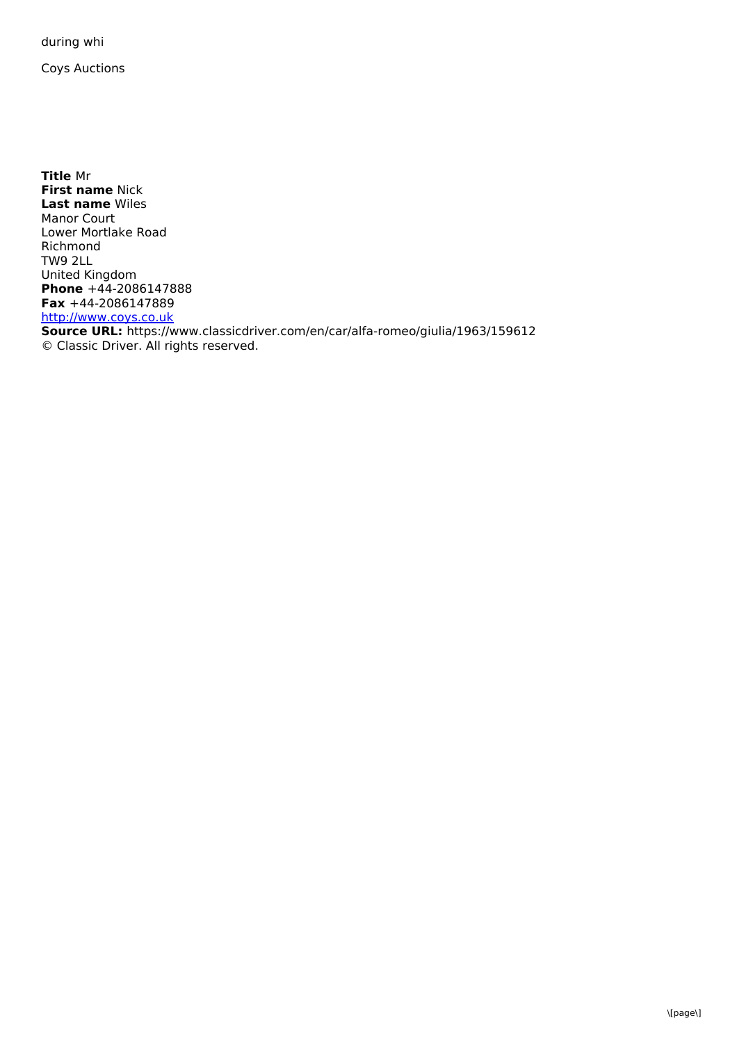during whi

Coys Auctions

**Title** Mr
**First name** Nick
**Last name** Wiles
Manor Court
Lower Mortlake Road
Richmond
TW9 2LL
United Kingdom
**Phone** +44-2086147888
**Fax** +44-2086147889
http://www.coys.co.uk
**Source URL:** https://www.classicdriver.com/en/car/alfa-romeo/giulia/1963/159612
© Classic Driver. All rights reserved.